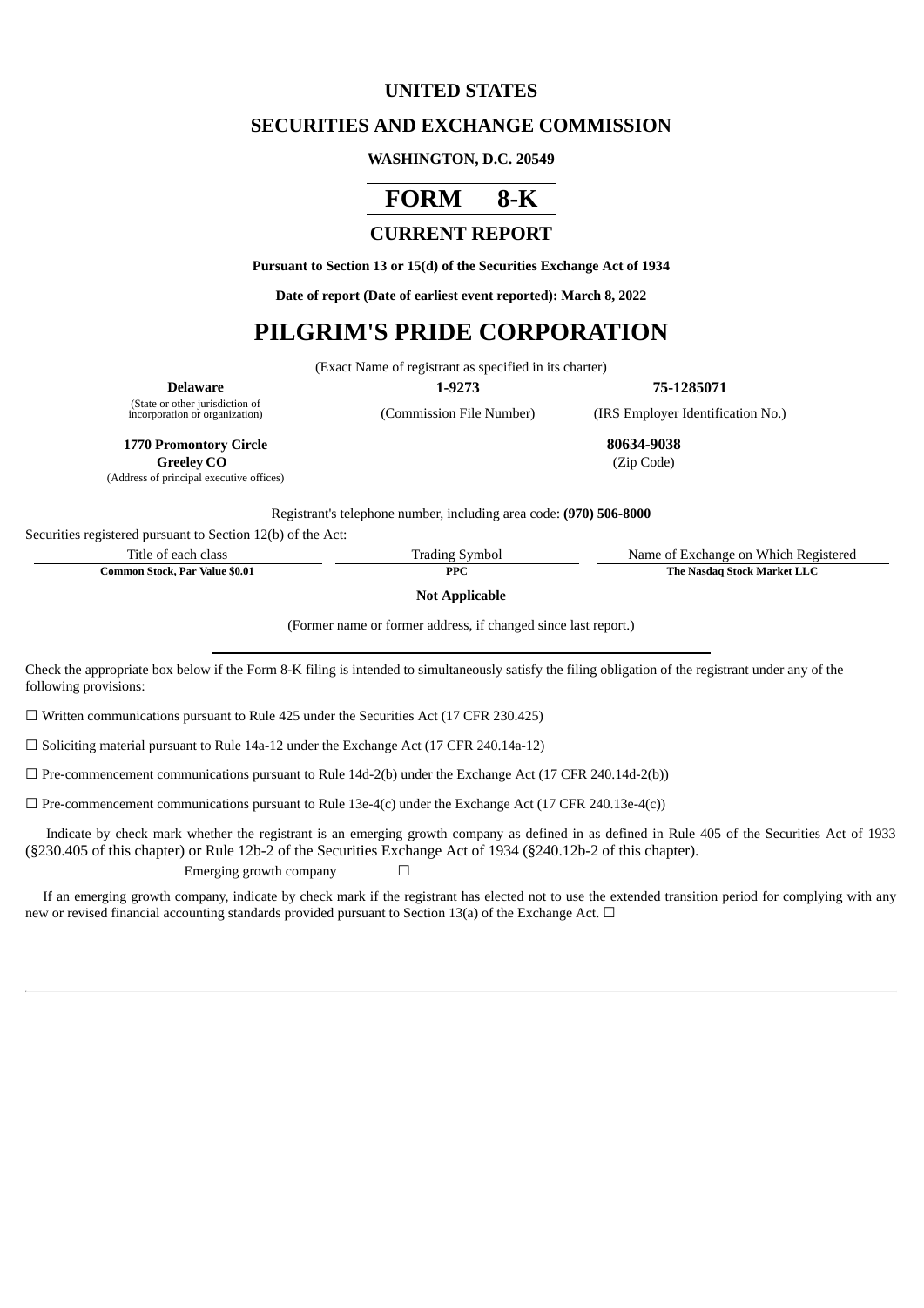# UNITED STATES

## SECURITIES AND EXCHANGE COMMISSION

**WASHINGTON, D.C. 20549**

# FORM 8-K

## CURRENT REPORT

**Pursuant to Section 13 or 15(d) of the Securities Exchange Act of 1934**

**Date of report (Date of earliest event reported): March 8, 2022**

# PILGRIM'S PRIDE CORPORATION

(Exact Name of registrant as specified in its charter)

| **Delaware** | **1-9273** | **75-1285071** |
|---|---|---|
| (State or other jurisdiction of incorporation or organization) | (Commission File Number) | (IRS Employer Identification No.) |

| **1770 Promontory Circle** **Greeley CO** | **80634-9038** |
|---|---|
| (Address of principal executive offices) | (Zip Code) |

Registrant's telephone number, including area code: **(970) 506-8000**

Securities registered pursuant to Section 12(b) of the Act:

| Title of each class | Trading Symbol | Name of Exchange on Which Registered |
|---|---|---|
| **Common Stock, Par Value $0.01** | **PPC** | **The Nasdaq Stock Market LLC** |

**Not Applicable**

(Former name or former address, if changed since last report.)

Check the appropriate box below if the Form 8-K filing is intended to simultaneously satisfy the filing obligation of the registrant under any of the following provisions:

☐ Written communications pursuant to Rule 425 under the Securities Act (17 CFR 230.425)

☐ Soliciting material pursuant to Rule 14a-12 under the Exchange Act (17 CFR 240.14a-12)

☐ Pre-commencement communications pursuant to Rule 14d-2(b) under the Exchange Act (17 CFR 240.14d-2(b))

☐ Pre-commencement communications pursuant to Rule 13e-4(c) under the Exchange Act (17 CFR 240.13e-4(c))

Indicate by check mark whether the registrant is an emerging growth company as defined in as defined in Rule 405 of the Securities Act of 1933 (§230.405 of this chapter) or Rule 12b-2 of the Securities Exchange Act of 1934 (§240.12b-2 of this chapter).

Emerging growth company ☐

If an emerging growth company, indicate by check mark if the registrant has elected not to use the extended transition period for complying with any new or revised financial accounting standards provided pursuant to Section 13(a) of the Exchange Act. ☐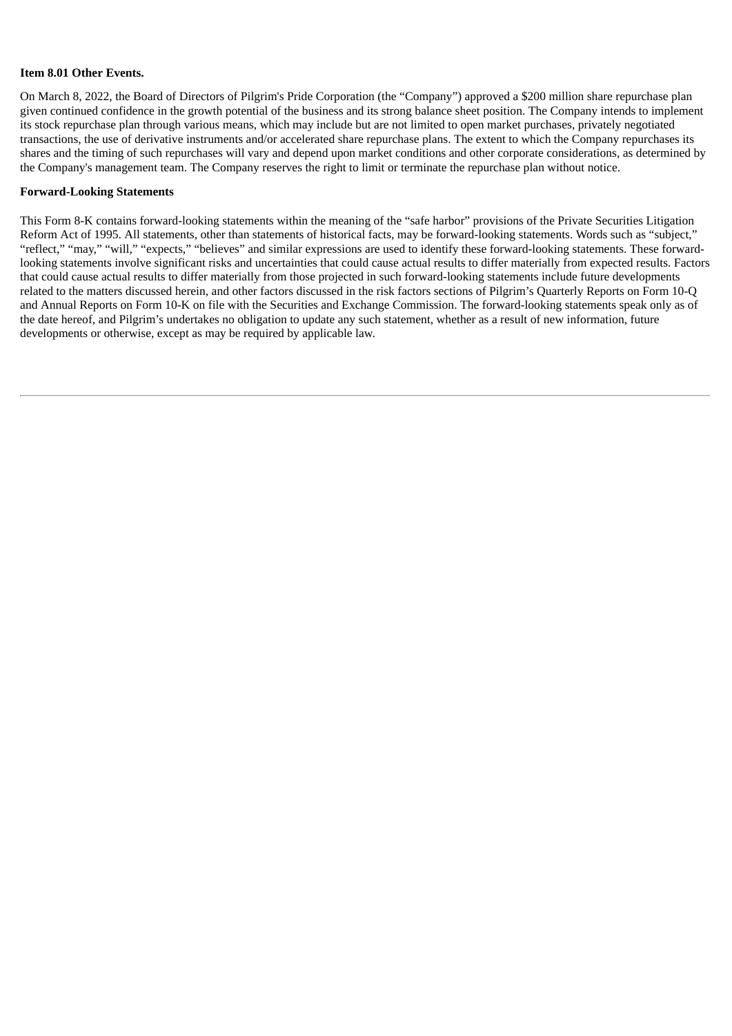**Item 8.01 Other Events.**

On March 8, 2022, the Board of Directors of Pilgrim's Pride Corporation (the “Company”) approved a $200 million share repurchase plan given continued confidence in the growth potential of the business and its strong balance sheet position. The Company intends to implement its stock repurchase plan through various means, which may include but are not limited to open market purchases, privately negotiated transactions, the use of derivative instruments and/or accelerated share repurchase plans. The extent to which the Company repurchases its shares and the timing of such repurchases will vary and depend upon market conditions and other corporate considerations, as determined by the Company's management team. The Company reserves the right to limit or terminate the repurchase plan without notice.

**Forward-Looking Statements**

This Form 8-K contains forward-looking statements within the meaning of the “safe harbor” provisions of the Private Securities Litigation Reform Act of 1995. All statements, other than statements of historical facts, may be forward-looking statements. Words such as “subject,” “reflect,” “may,” “will,” “expects,” “believes” and similar expressions are used to identify these forward-looking statements. These forward-looking statements involve significant risks and uncertainties that could cause actual results to differ materially from expected results. Factors that could cause actual results to differ materially from those projected in such forward-looking statements include future developments related to the matters discussed herein, and other factors discussed in the risk factors sections of Pilgrim’s Quarterly Reports on Form 10-Q and Annual Reports on Form 10-K on file with the Securities and Exchange Commission. The forward-looking statements speak only as of the date hereof, and Pilgrim’s undertakes no obligation to update any such statement, whether as a result of new information, future developments or otherwise, except as may be required by applicable law.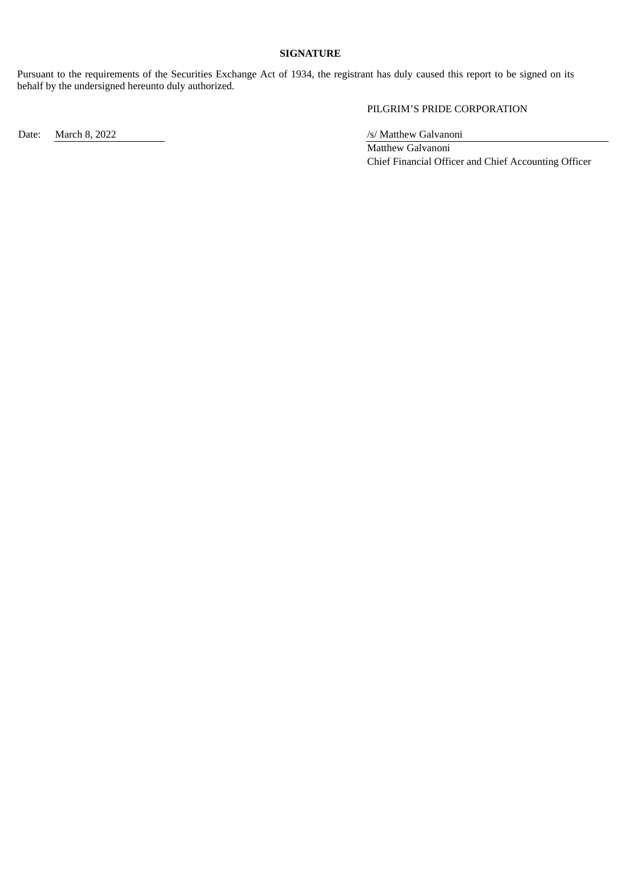**SIGNATURE**

Pursuant to the requirements of the Securities Exchange Act of 1934, the registrant has duly caused this report to be signed on its behalf by the undersigned hereunto duly authorized.

PILGRIM'S PRIDE CORPORATION

Date: March 8, 2022

/s/ Matthew Galvanoni

Matthew Galvanoni

Chief Financial Officer and Chief Accounting Officer